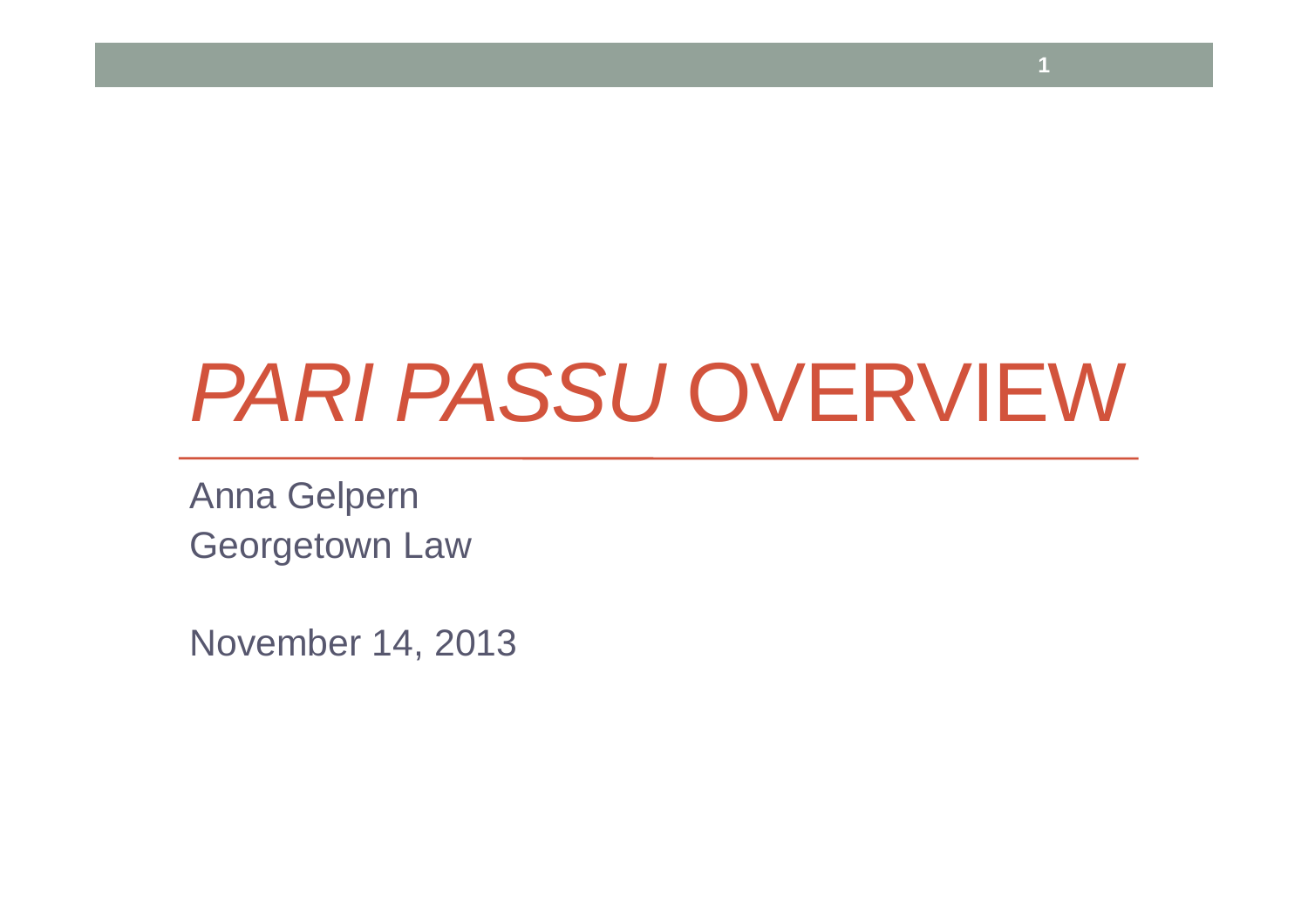# *PARI PASSU* OVERVIEW

Anna Gelpern
Georgetown Law

November 14, 2013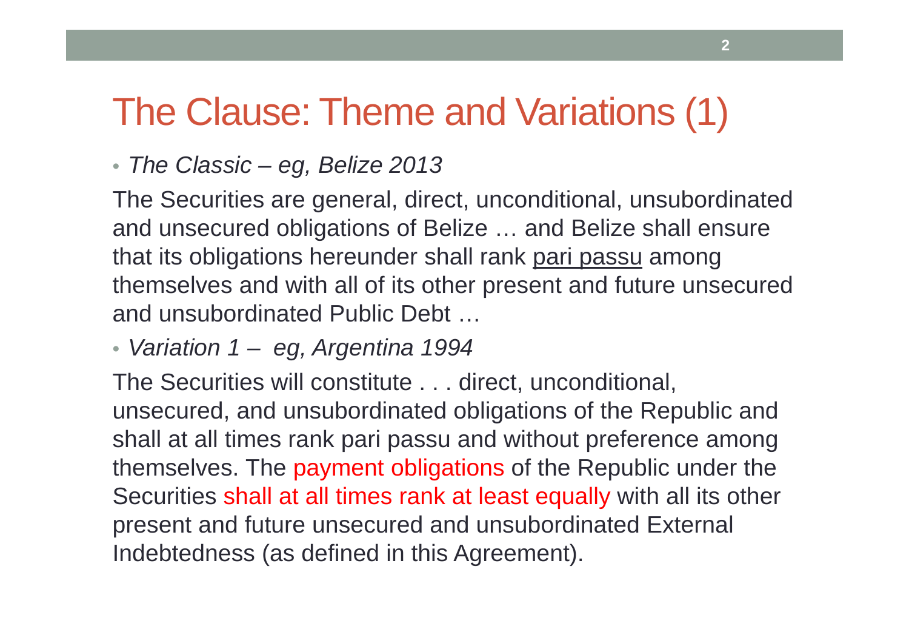# The Clause: Theme and Variations (1)

- *The Classic – eg, Belize 2013*

The Securities are general, direct, unconditional, unsubordinated and unsecured obligations of Belize … and Belize shall ensure that its obligations hereunder shall rank <u>pari passu</u> among themselves and with all of its other present and future unsecured and unsubordinated Public Debt …

- *Variation 1 – eg, Argentina 1994*

The Securities will constitute . . . direct, unconditional, unsecured, and unsubordinated obligations of the Republic and shall at all times rank pari passu and without preference among themselves. The payment obligations of the Republic under the Securities shall at all times rank at least equally with all its other present and future unsecured and unsubordinated External Indebtedness (as defined in this Agreement).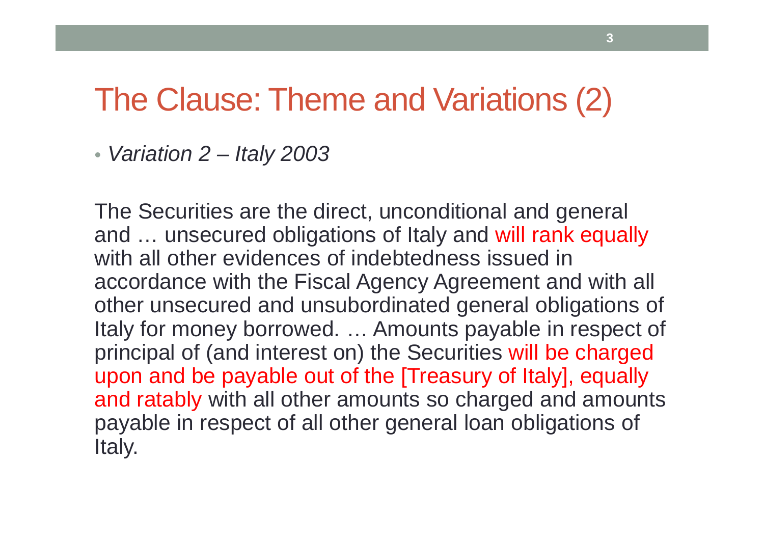# The Clause: Theme and Variations (2)

- *Variation 2 – Italy 2003*

The Securities are the direct, unconditional and general and … unsecured obligations of Italy and will rank equally with all other evidences of indebtedness issued in accordance with the Fiscal Agency Agreement and with all other unsecured and unsubordinated general obligations of Italy for money borrowed. … Amounts payable in respect of principal of (and interest on) the Securities will be charged upon and be payable out of the [Treasury of Italy], equally and ratably with all other amounts so charged and amounts payable in respect of all other general loan obligations of Italy.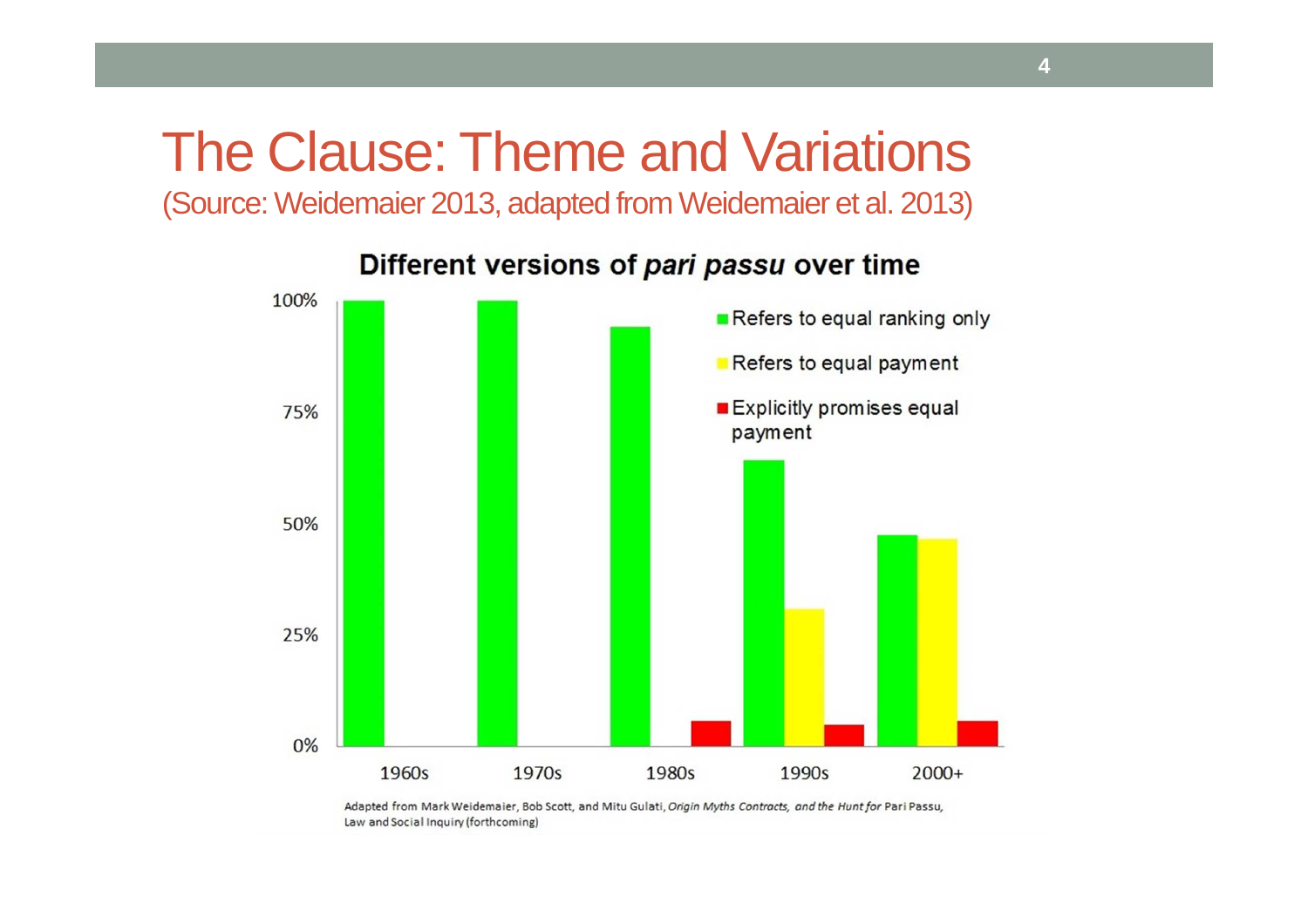# The Clause: Theme and Variations

(Source: Weidemaier 2013, adapted from Weidemaier et al. 2013)

**Different versions of *pari passu* over time**

- Refers to equal ranking only
- Refers to equal payment
- Explicitly promises equal payment

100%, 75%, 50%, 25%, 0%

1960s, 1970s, 1980s, 1990s, 2000+

Adapted from Mark Weidemaier, Bob Scott, and Mitu Gulati, *Origin Myths Contracts, and the Hunt for* Pari Passu, Law and Social Inquiry (forthcoming)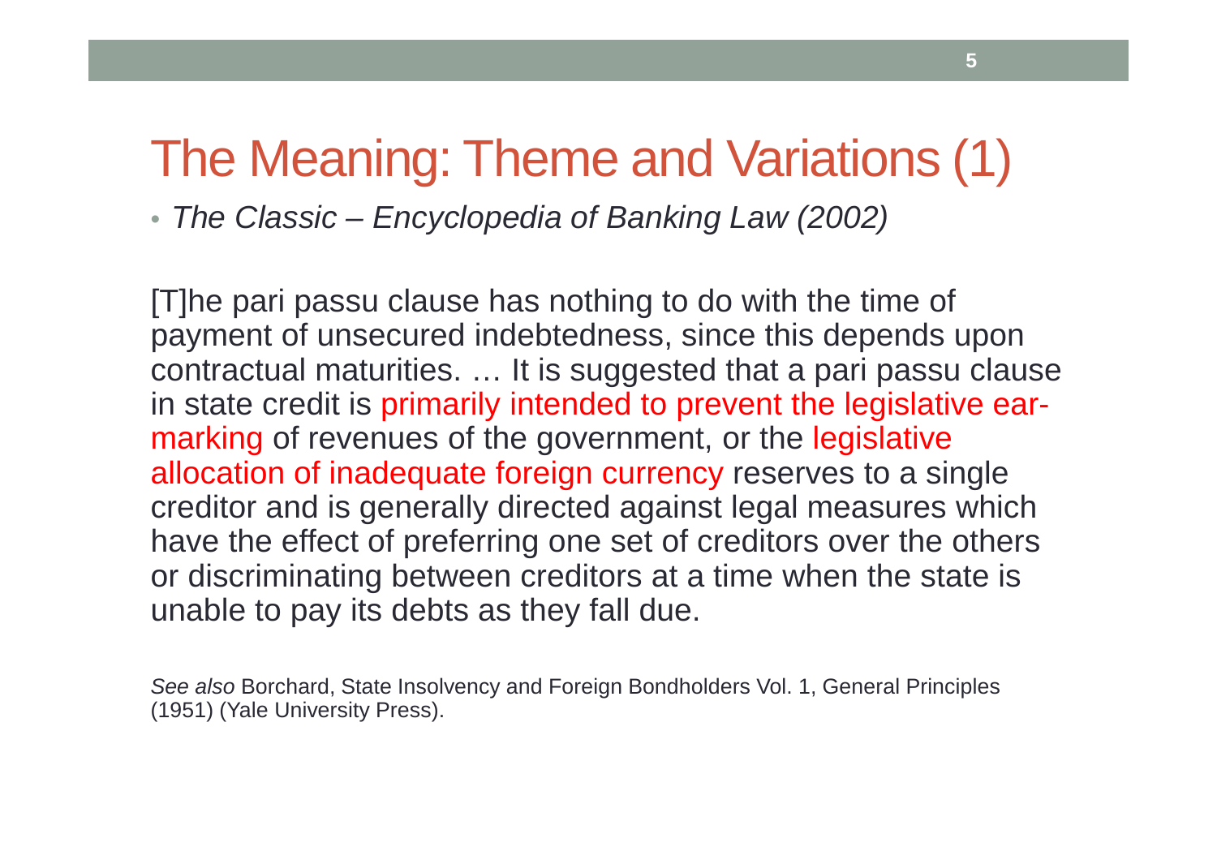# The Meaning: Theme and Variations (1)

- *The Classic – Encyclopedia of Banking Law (2002)*

[T]he pari passu clause has nothing to do with the time of payment of unsecured indebtedness, since this depends upon contractual maturities. … It is suggested that a pari passu clause in state credit is primarily intended to prevent the legislative ear-marking of revenues of the government, or the legislative allocation of inadequate foreign currency reserves to a single creditor and is generally directed against legal measures which have the effect of preferring one set of creditors over the others or discriminating between creditors at a time when the state is unable to pay its debts as they fall due.

*See also* Borchard, State Insolvency and Foreign Bondholders Vol. 1, General Principles (1951) (Yale University Press).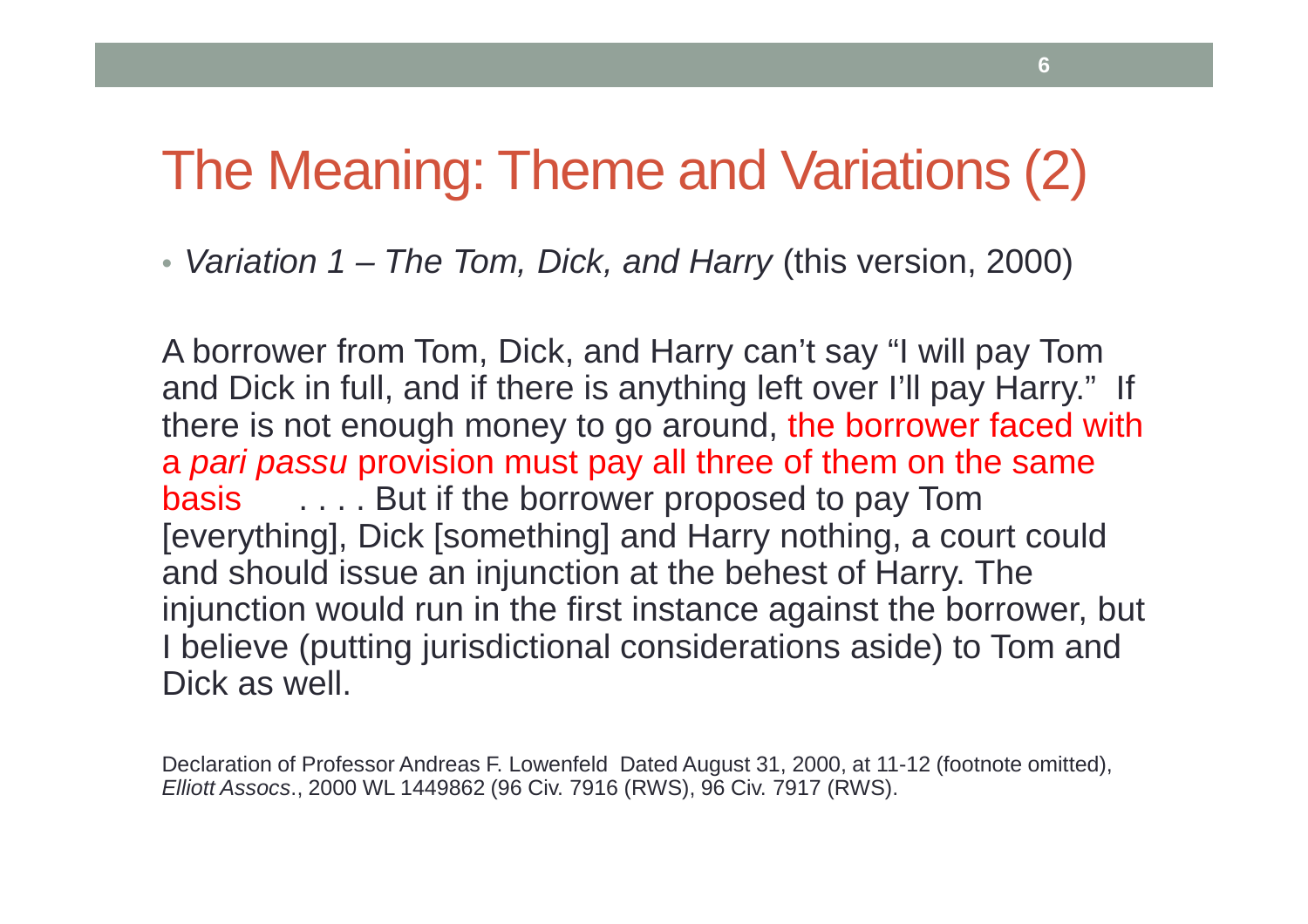# The Meaning: Theme and Variations (2)

- *Variation 1 – The Tom, Dick, and Harry* (this version, 2000)

A borrower from Tom, Dick, and Harry can't say "I will pay Tom and Dick in full, and if there is anything left over I'll pay Harry." If there is not enough money to go around, the borrower faced with a *pari passu* provision must pay all three of them on the same basis . . . . But if the borrower proposed to pay Tom [everything], Dick [something] and Harry nothing, a court could and should issue an injunction at the behest of Harry. The injunction would run in the first instance against the borrower, but I believe (putting jurisdictional considerations aside) to Tom and Dick as well.

Declaration of Professor Andreas F. Lowenfeld Dated August 31, 2000, at 11-12 (footnote omitted), *Elliott Assocs*., 2000 WL 1449862 (96 Civ. 7916 (RWS), 96 Civ. 7917 (RWS).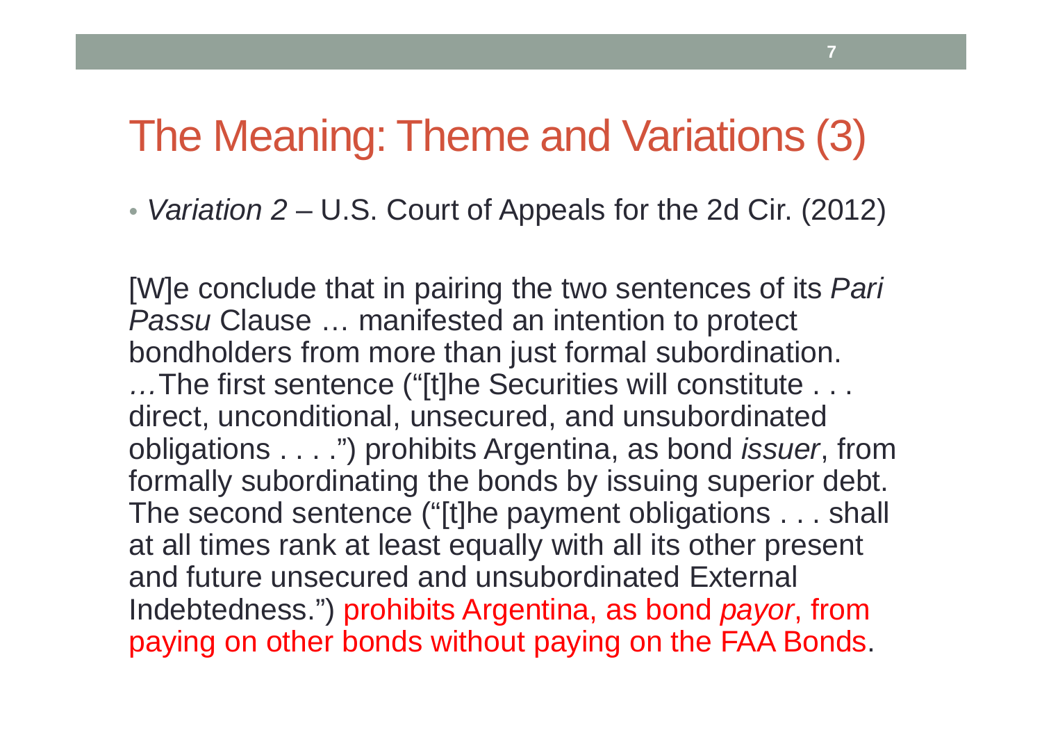# The Meaning: Theme and Variations (3)

- *Variation 2* – U.S. Court of Appeals for the 2d Cir. (2012)

[W]e conclude that in pairing the two sentences of its *Pari Passu* Clause … manifested an intention to protect bondholders from more than just formal subordination. *…*The first sentence ("[t]he Securities will constitute . . . direct, unconditional, unsecured, and unsubordinated obligations . . . .") prohibits Argentina, as bond *issuer*, from formally subordinating the bonds by issuing superior debt. The second sentence ("[t]he payment obligations . . . shall at all times rank at least equally with all its other present and future unsecured and unsubordinated External Indebtedness.") prohibits Argentina, as bond *payor*, from paying on other bonds without paying on the FAA Bonds.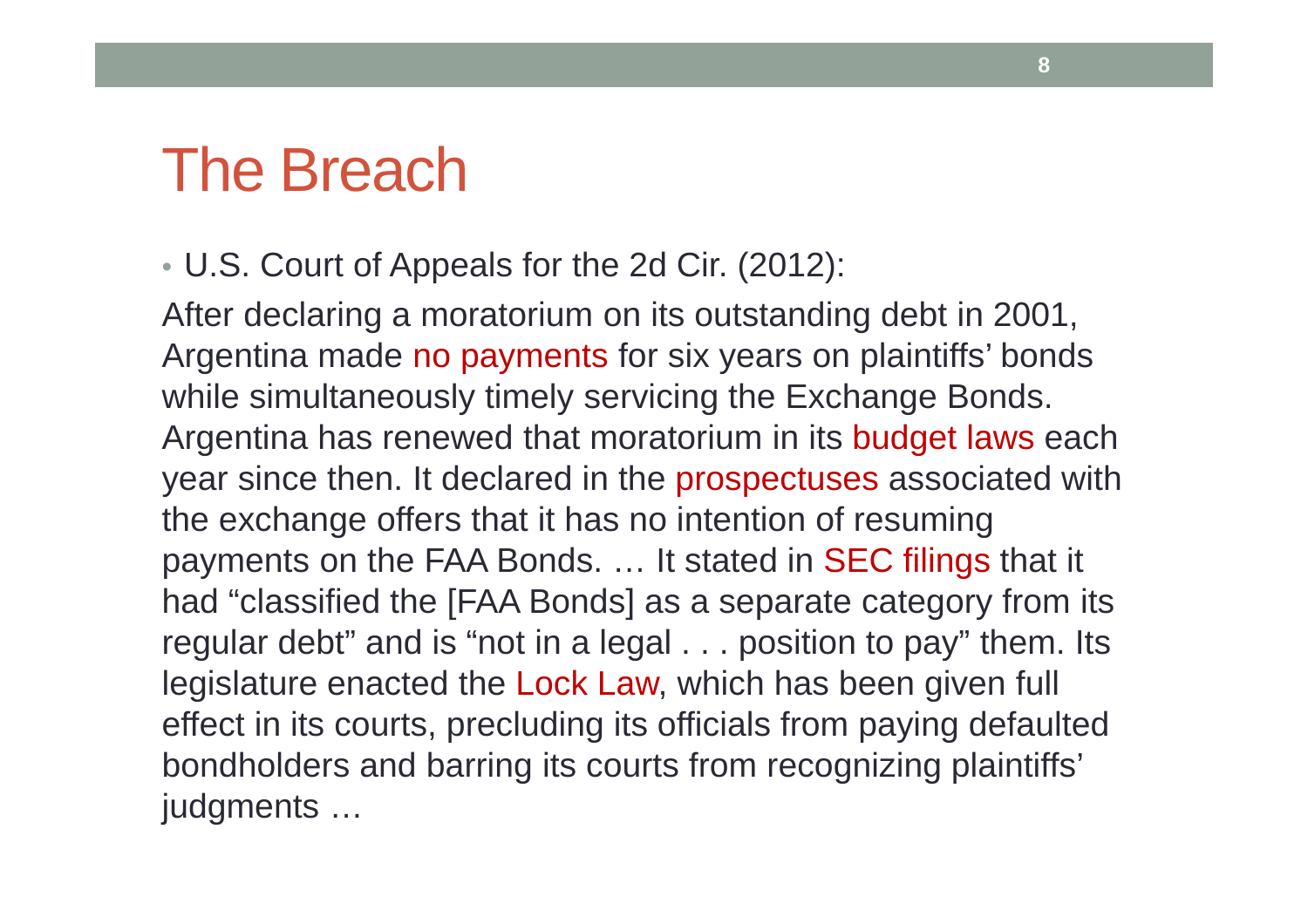# The Breach

- U.S. Court of Appeals for the 2d Cir. (2012):

After declaring a moratorium on its outstanding debt in 2001, Argentina made no payments for six years on plaintiffs' bonds while simultaneously timely servicing the Exchange Bonds. Argentina has renewed that moratorium in its budget laws each year since then. It declared in the prospectuses associated with the exchange offers that it has no intention of resuming payments on the FAA Bonds. … It stated in SEC filings that it had "classified the [FAA Bonds] as a separate category from its regular debt" and is "not in a legal . . . position to pay" them. Its legislature enacted the Lock Law, which has been given full effect in its courts, precluding its officials from paying defaulted bondholders and barring its courts from recognizing plaintiffs' judgments …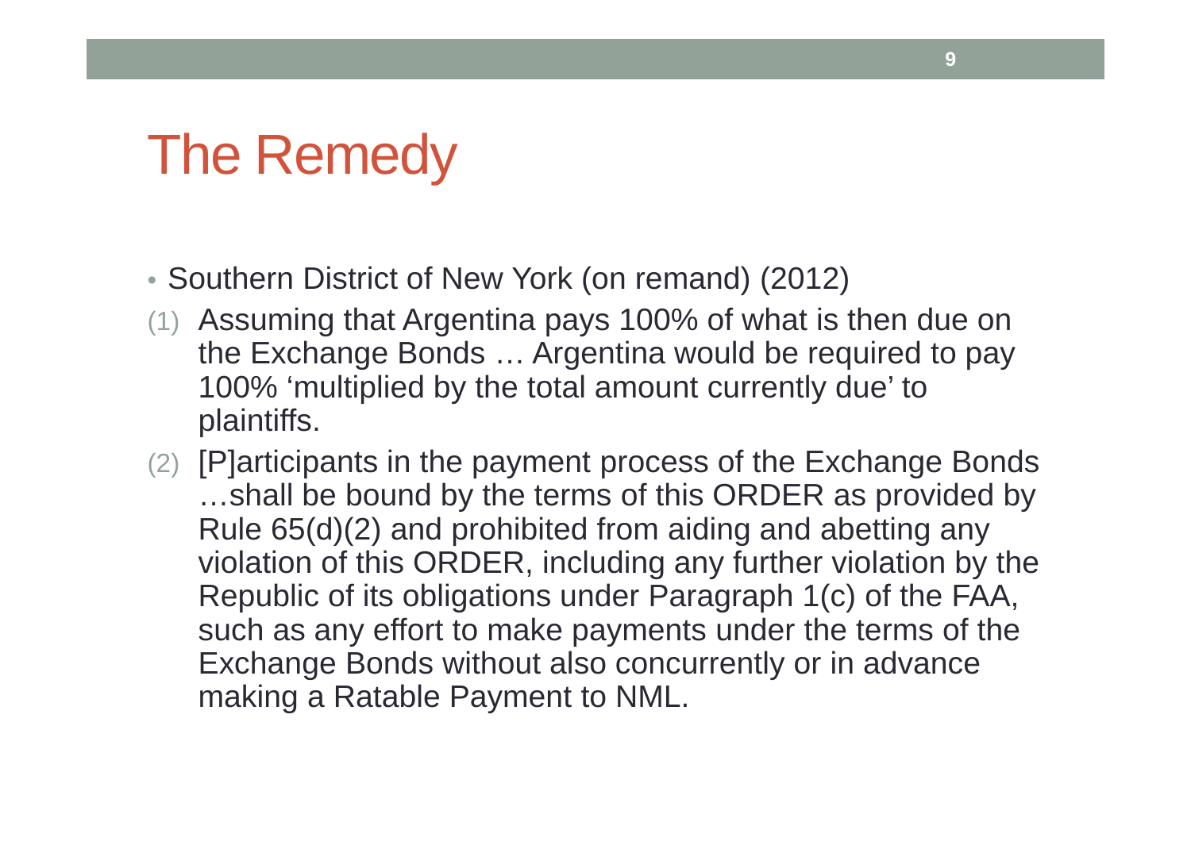# The Remedy

- Southern District of New York (on remand) (2012)

(1) Assuming that Argentina pays 100% of what is then due on the Exchange Bonds … Argentina would be required to pay 100% 'multiplied by the total amount currently due' to plaintiffs.

(2) [P]articipants in the payment process of the Exchange Bonds …shall be bound by the terms of this ORDER as provided by Rule 65(d)(2) and prohibited from aiding and abetting any violation of this ORDER, including any further violation by the Republic of its obligations under Paragraph 1(c) of the FAA, such as any effort to make payments under the terms of the Exchange Bonds without also concurrently or in advance making a Ratable Payment to NML.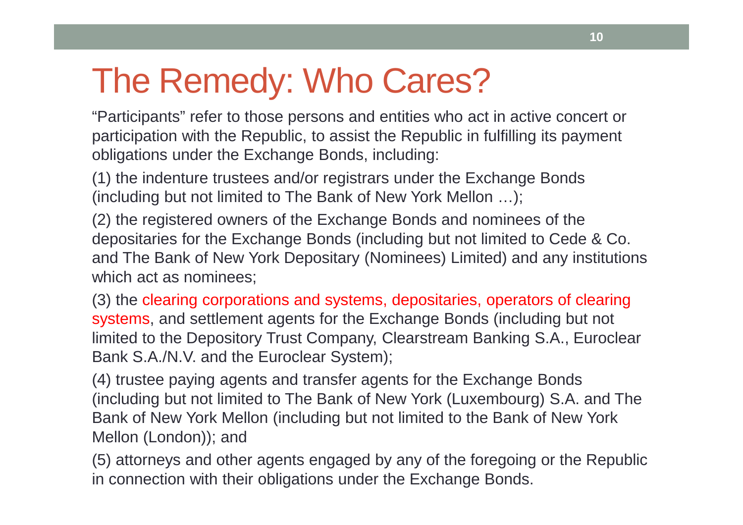# The Remedy: Who Cares?

"Participants" refer to those persons and entities who act in active concert or participation with the Republic, to assist the Republic in fulfilling its payment obligations under the Exchange Bonds, including:

(1) the indenture trustees and/or registrars under the Exchange Bonds (including but not limited to The Bank of New York Mellon …);

(2) the registered owners of the Exchange Bonds and nominees of the depositaries for the Exchange Bonds (including but not limited to Cede & Co. and The Bank of New York Depositary (Nominees) Limited) and any institutions which act as nominees;

(3) the clearing corporations and systems, depositaries, operators of clearing systems, and settlement agents for the Exchange Bonds (including but not limited to the Depository Trust Company, Clearstream Banking S.A., Euroclear Bank S.A./N.V. and the Euroclear System);

(4) trustee paying agents and transfer agents for the Exchange Bonds (including but not limited to The Bank of New York (Luxembourg) S.A. and The Bank of New York Mellon (including but not limited to the Bank of New York Mellon (London)); and

(5) attorneys and other agents engaged by any of the foregoing or the Republic in connection with their obligations under the Exchange Bonds.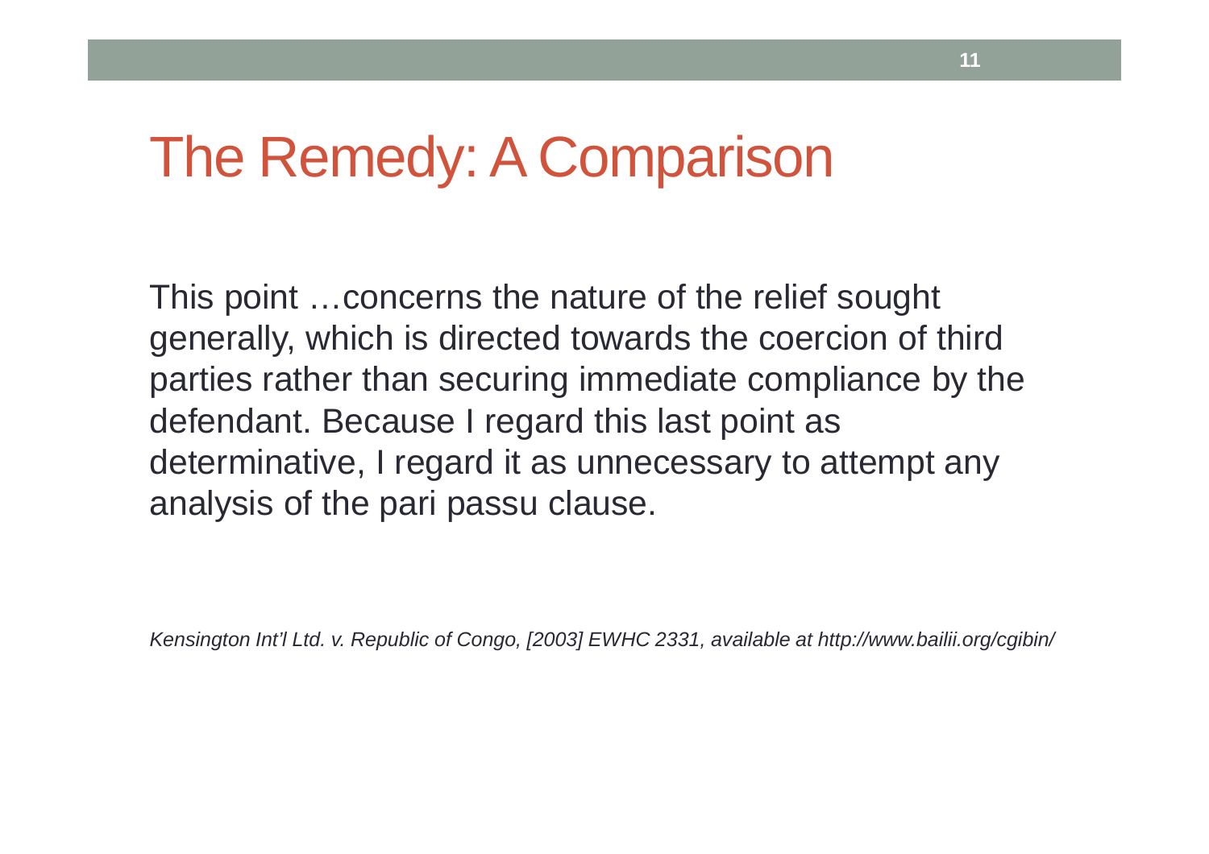# The Remedy: A Comparison

This point …concerns the nature of the relief sought generally, which is directed towards the coercion of third parties rather than securing immediate compliance by the defendant. Because I regard this last point as determinative, I regard it as unnecessary to attempt any analysis of the pari passu clause.

*Kensington Int'l Ltd. v. Republic of Congo, [2003] EWHC 2331, available at http://www.bailii.org/cgibin/*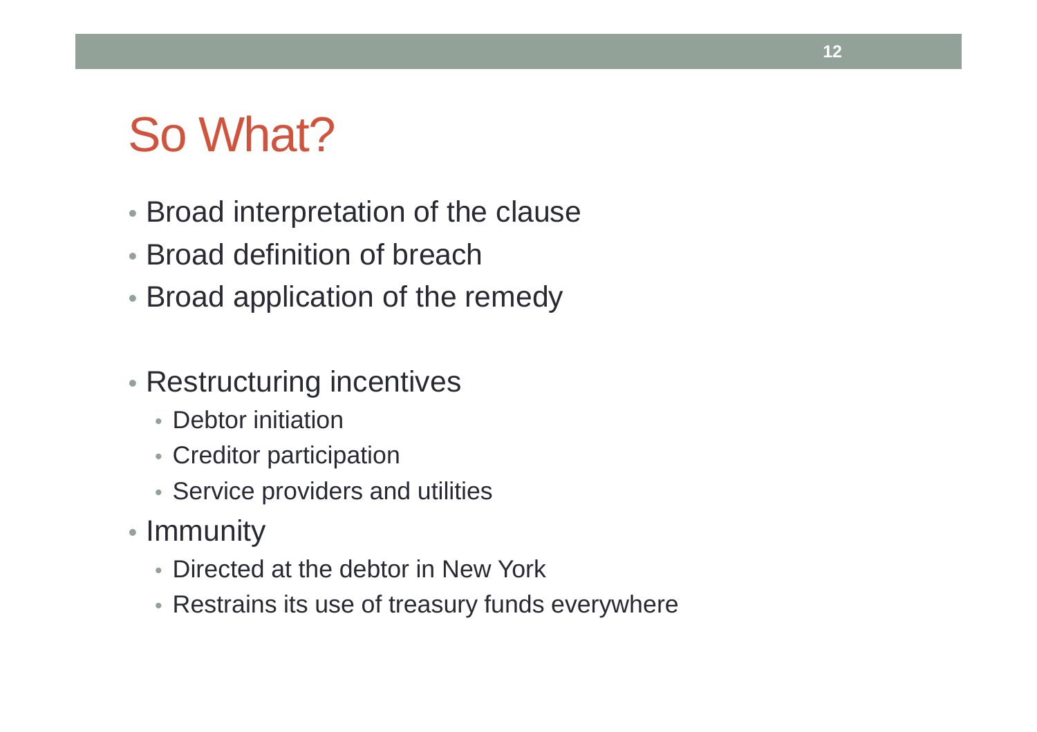# So What?

- Broad interpretation of the clause
- Broad definition of breach
- Broad application of the remedy

- Restructuring incentives
  - Debtor initiation
  - Creditor participation
  - Service providers and utilities
- Immunity
  - Directed at the debtor in New York
  - Restrains its use of treasury funds everywhere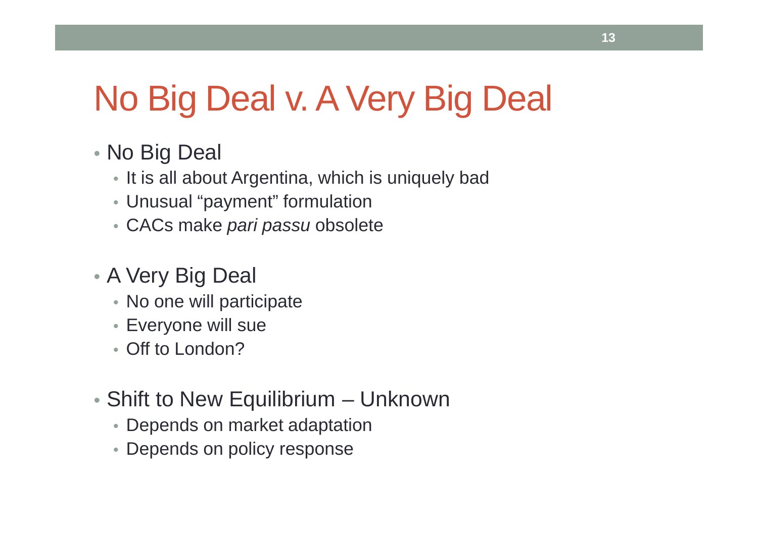# No Big Deal v. A Very Big Deal

- No Big Deal
  - It is all about Argentina, which is uniquely bad
  - Unusual “payment” formulation
  - CACs make *pari passu* obsolete

- A Very Big Deal
  - No one will participate
  - Everyone will sue
  - Off to London?

- Shift to New Equilibrium – Unknown
  - Depends on market adaptation
  - Depends on policy response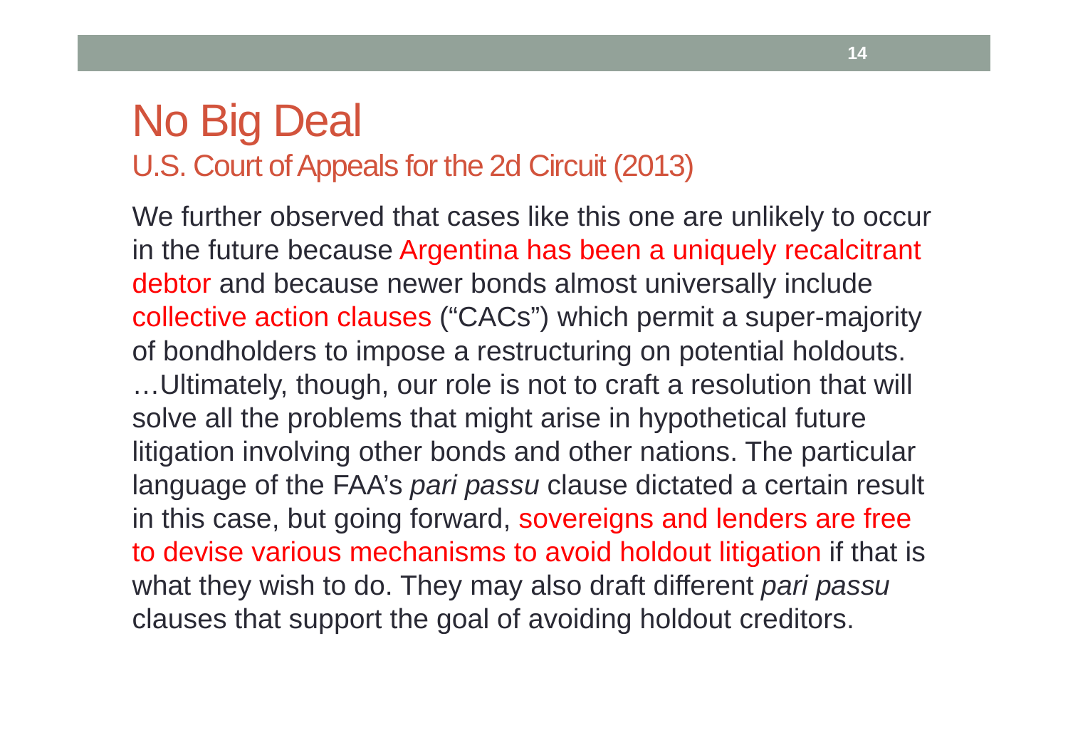# No Big Deal

## U.S. Court of Appeals for the 2d Circuit (2013)

We further observed that cases like this one are unlikely to occur in the future because Argentina has been a uniquely recalcitrant debtor and because newer bonds almost universally include collective action clauses ("CACs") which permit a super-majority of bondholders to impose a restructuring on potential holdouts. …Ultimately, though, our role is not to craft a resolution that will solve all the problems that might arise in hypothetical future litigation involving other bonds and other nations. The particular language of the FAA's *pari passu* clause dictated a certain result in this case, but going forward, sovereigns and lenders are free to devise various mechanisms to avoid holdout litigation if that is what they wish to do. They may also draft different *pari passu* clauses that support the goal of avoiding holdout creditors.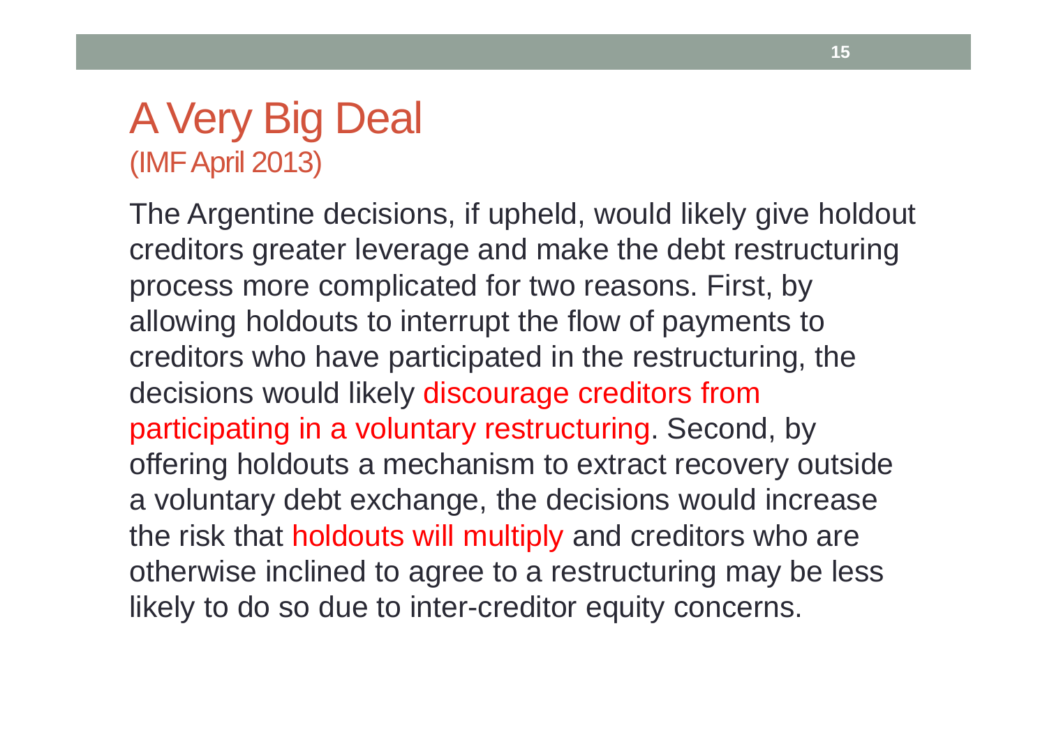# A Very Big Deal
## (IMF April 2013)

The Argentine decisions, if upheld, would likely give holdout creditors greater leverage and make the debt restructuring process more complicated for two reasons. First, by allowing holdouts to interrupt the flow of payments to creditors who have participated in the restructuring, the decisions would likely discourage creditors from participating in a voluntary restructuring. Second, by offering holdouts a mechanism to extract recovery outside a voluntary debt exchange, the decisions would increase the risk that holdouts will multiply and creditors who are otherwise inclined to agree to a restructuring may be less likely to do so due to inter-creditor equity concerns.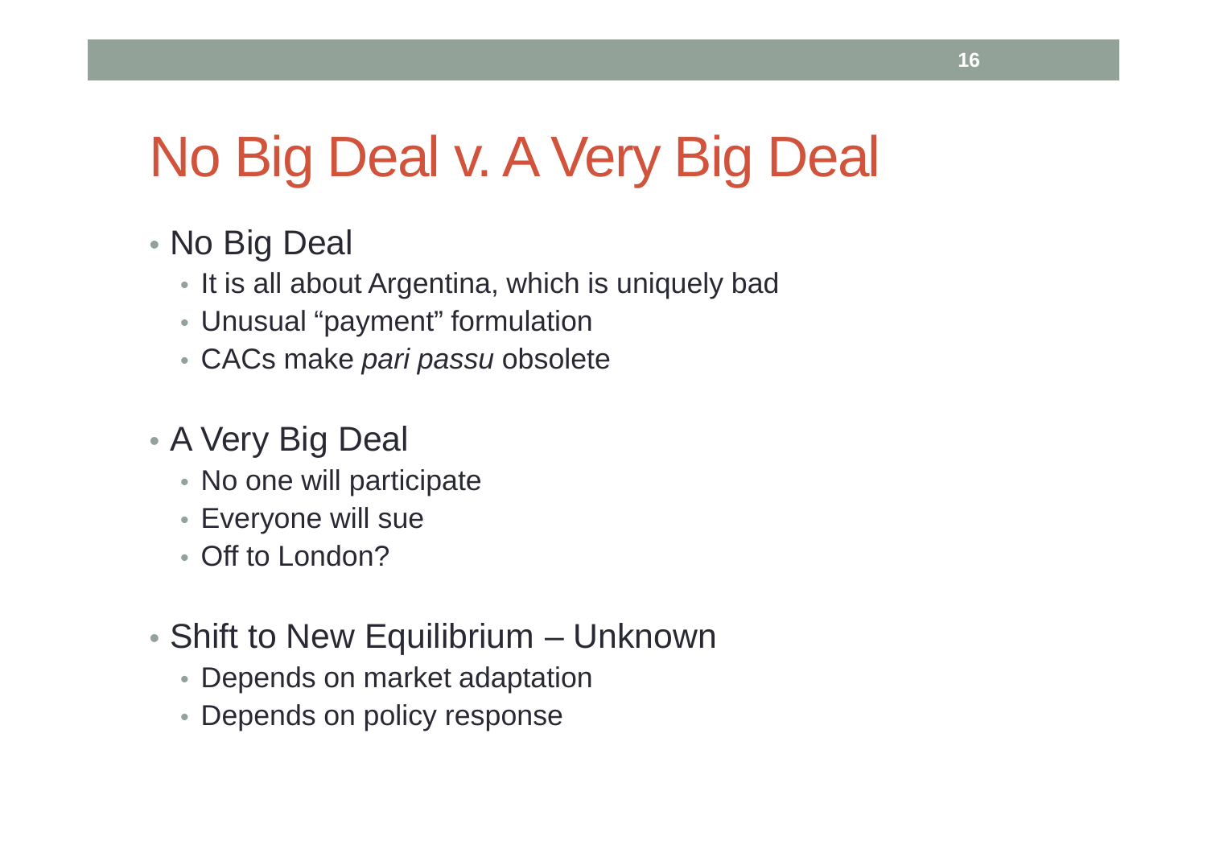# No Big Deal v. A Very Big Deal

- No Big Deal
  - It is all about Argentina, which is uniquely bad
  - Unusual "payment" formulation
  - CACs make *pari passu* obsolete

- A Very Big Deal
  - No one will participate
  - Everyone will sue
  - Off to London?

- Shift to New Equilibrium – Unknown
  - Depends on market adaptation
  - Depends on policy response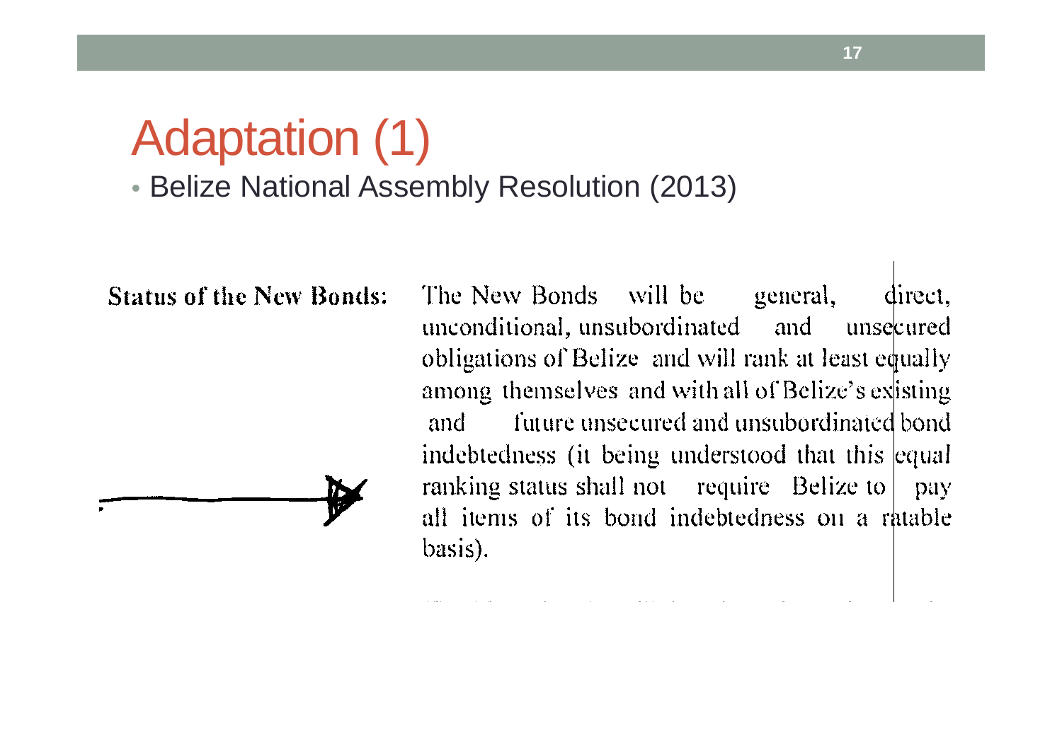# Adaptation (1)

- Belize National Assembly Resolution (2013)

**Status of the New Bonds:** The New Bonds will be general, direct, unconditional, unsubordinated and unsecured obligations of Belize and will rank at least equally among themselves and with all of Belize's existing and future unsecured and unsubordinated bond indebtedness (it being understood that this *equal* ranking status shall not require Belize to pay all items of its bond indebtedness on a ratable basis).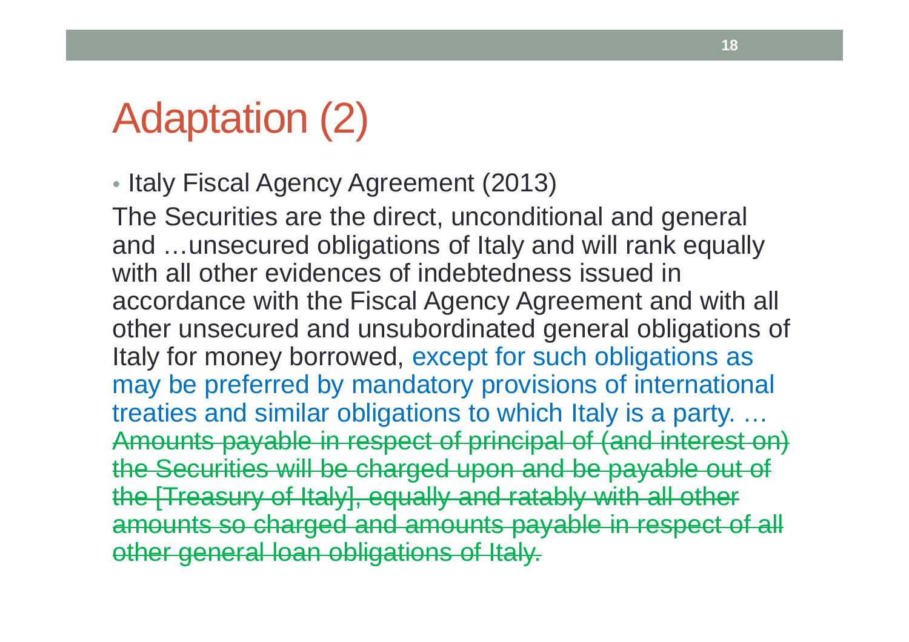# Adaptation (2)

- Italy Fiscal Agency Agreement (2013)

The Securities are the direct, unconditional and general and …unsecured obligations of Italy and will rank equally with all other evidences of indebtedness issued in accordance with the Fiscal Agency Agreement and with all other unsecured and unsubordinated general obligations of Italy for money borrowed, except for such obligations as may be preferred by mandatory provisions of international treaties and similar obligations to which Italy is a party. … ~~Amounts payable in respect of principal of (and interest on) the Securities will be charged upon and be payable out of the [Treasury of Italy], equally and ratably with all other amounts so charged and amounts payable in respect of all other general loan obligations of Italy.~~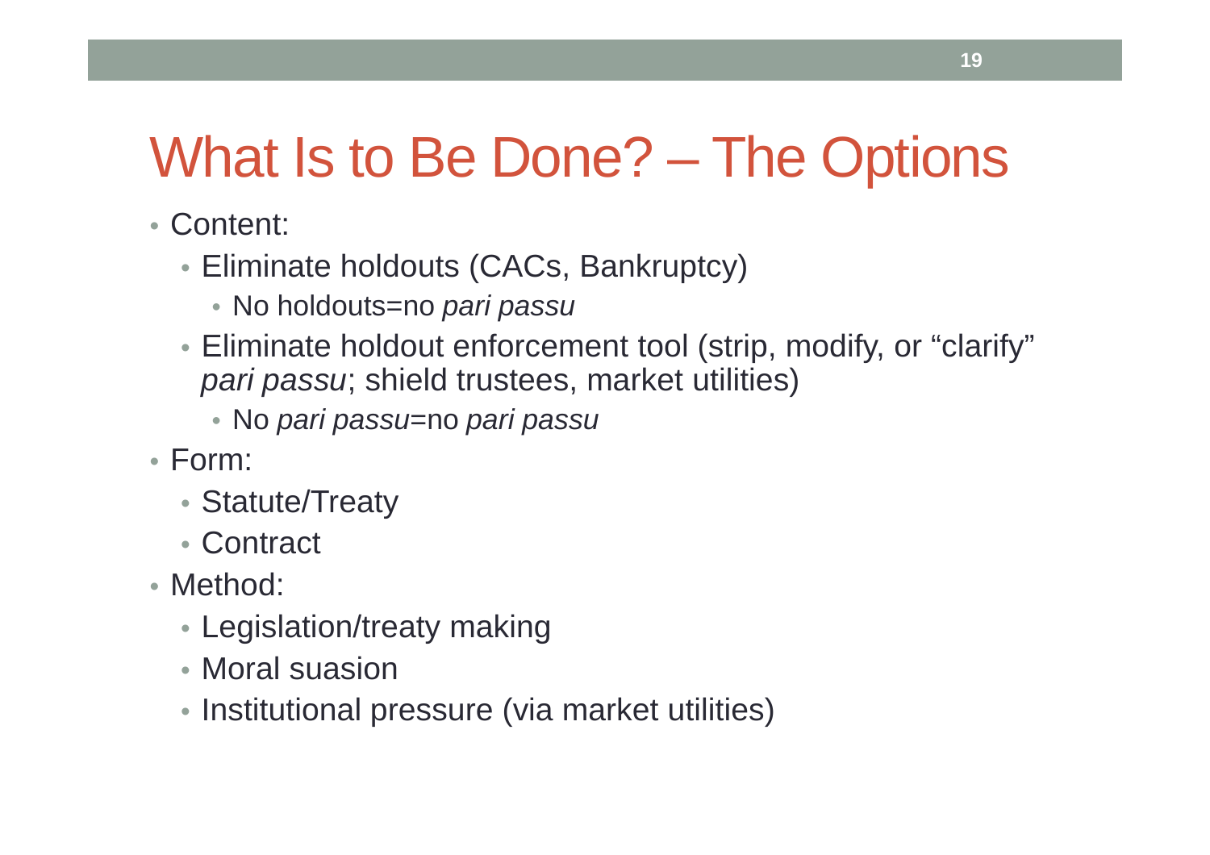# What Is to Be Done? – The Options

- Content:
  - Eliminate holdouts (CACs, Bankruptcy)
    - No holdouts=no *pari passu*
  - Eliminate holdout enforcement tool (strip, modify, or “clarify” *pari passu*; shield trustees, market utilities)
    - No *pari passu*=no *pari passu*
- Form:
  - Statute/Treaty
  - Contract
- Method:
  - Legislation/treaty making
  - Moral suasion
  - Institutional pressure (via market utilities)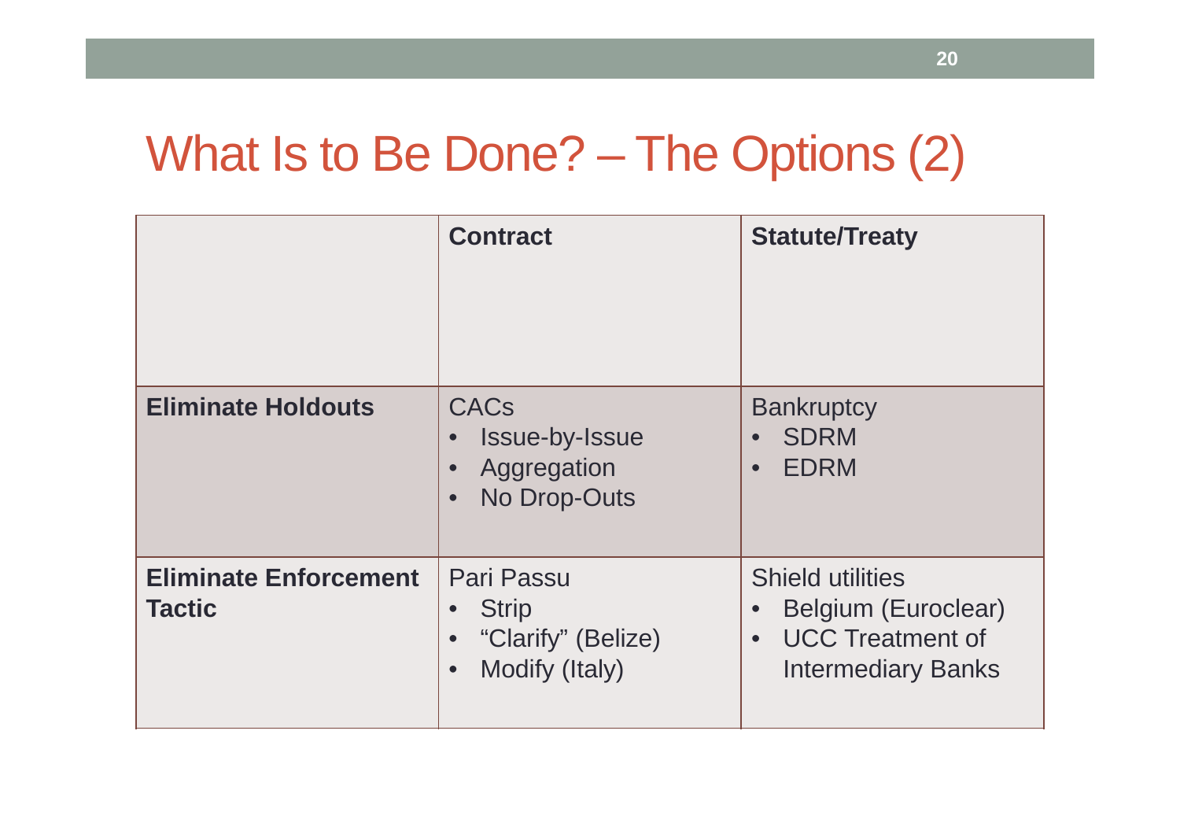# What Is to Be Done? – The Options (2)

| | **Contract** | **Statute/Treaty** |
|---|---|---|
| **Eliminate Holdouts** | CACs<br>• Issue-by-Issue<br>• Aggregation<br>• No Drop-Outs | Bankruptcy<br>• SDRM<br>• EDRM |
| **Eliminate Enforcement Tactic** | Pari Passu<br>• Strip<br>• “Clarify” (Belize)<br>• Modify (Italy) | Shield utilities<br>• Belgium (Euroclear)<br>• UCC Treatment of Intermediary Banks |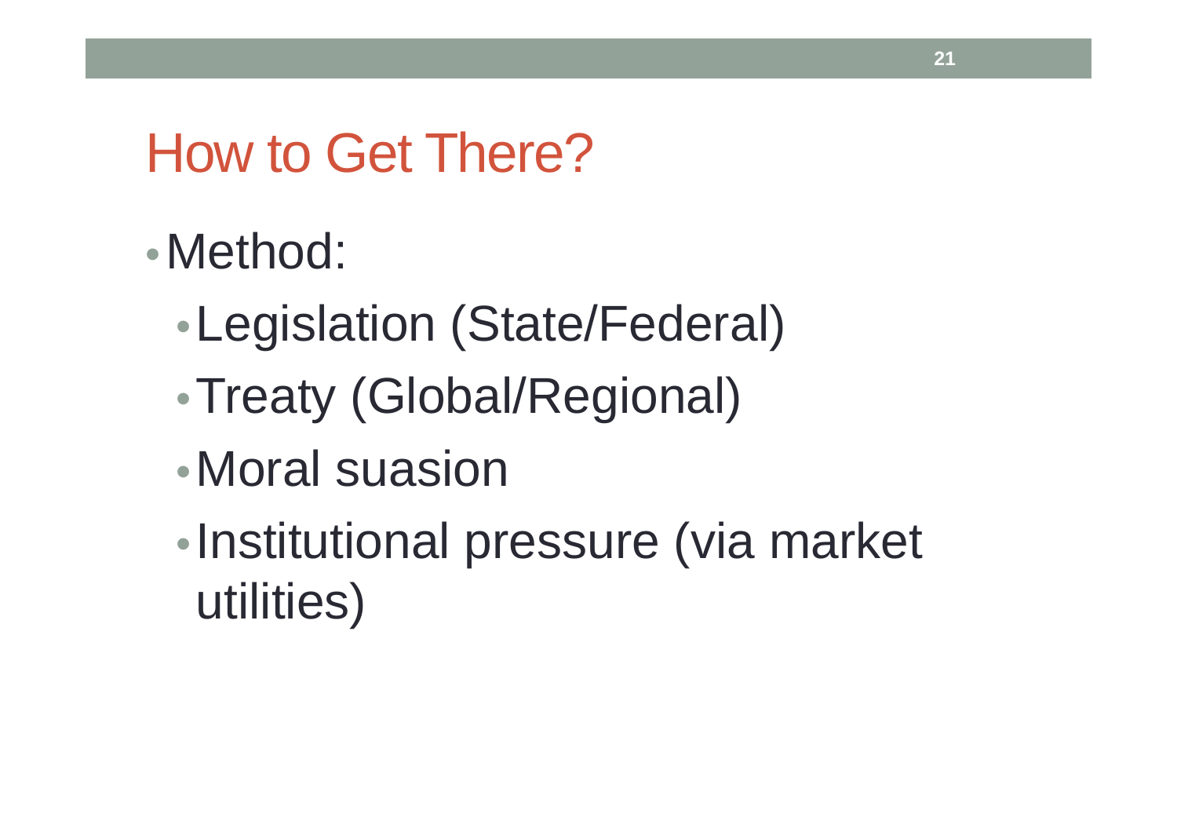# How to Get There?

- Method:
  - Legislation (State/Federal)
  - Treaty (Global/Regional)
  - Moral suasion
  - Institutional pressure (via market utilities)